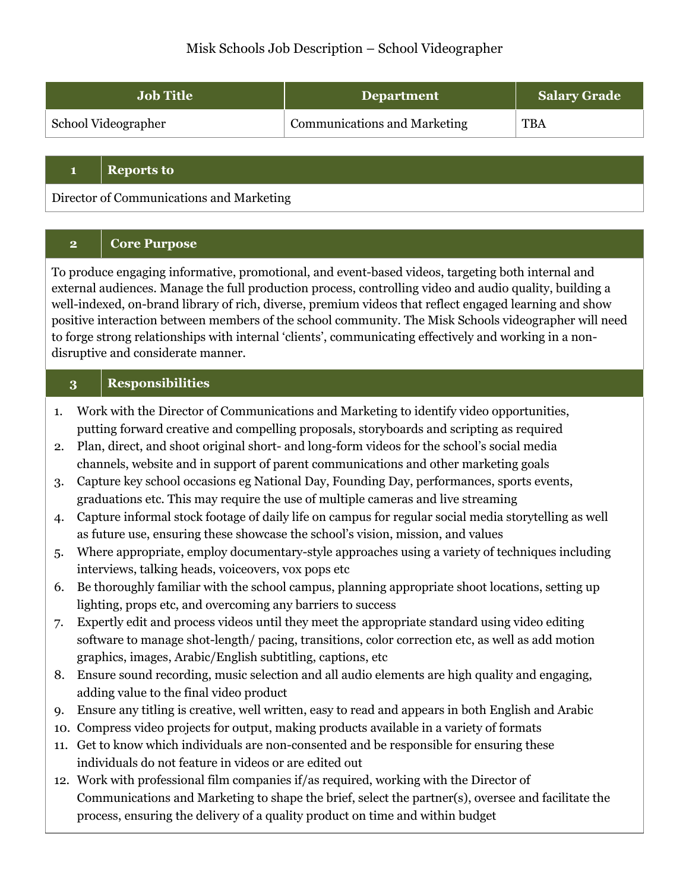# Misk Schools Job Description – School Videographer

| Job Title | Department | Salary Grade |
|---|---|---|
| School Videographer | Communications and Marketing | TBA |

## 1 Reports to

Director of Communications and Marketing

## 2 Core Purpose

To produce engaging informative, promotional, and event-based videos, targeting both internal and external audiences. Manage the full production process, controlling video and audio quality, building a well-indexed, on-brand library of rich, diverse, premium videos that reflect engaged learning and show positive interaction between members of the school community. The Misk Schools videographer will need to forge strong relationships with internal 'clients', communicating effectively and working in a non-disruptive and considerate manner.

## 3 Responsibilities

1. Work with the Director of Communications and Marketing to identify video opportunities, putting forward creative and compelling proposals, storyboards and scripting as required
2. Plan, direct, and shoot original short- and long-form videos for the school's social media channels, website and in support of parent communications and other marketing goals
3. Capture key school occasions eg National Day, Founding Day, performances, sports events, graduations etc. This may require the use of multiple cameras and live streaming
4. Capture informal stock footage of daily life on campus for regular social media storytelling as well as future use, ensuring these showcase the school's vision, mission, and values
5. Where appropriate, employ documentary-style approaches using a variety of techniques including interviews, talking heads, voiceovers, vox pops etc
6. Be thoroughly familiar with the school campus, planning appropriate shoot locations, setting up lighting, props etc, and overcoming any barriers to success
7. Expertly edit and process videos until they meet the appropriate standard using video editing software to manage shot-length/ pacing, transitions, color correction etc, as well as add motion graphics, images, Arabic/English subtitling, captions, etc
8. Ensure sound recording, music selection and all audio elements are high quality and engaging, adding value to the final video product
9. Ensure any titling is creative, well written, easy to read and appears in both English and Arabic
10. Compress video projects for output, making products available in a variety of formats
11. Get to know which individuals are non-consented and be responsible for ensuring these individuals do not feature in videos or are edited out
12. Work with professional film companies if/as required, working with the Director of Communications and Marketing to shape the brief, select the partner(s), oversee and facilitate the process, ensuring the delivery of a quality product on time and within budget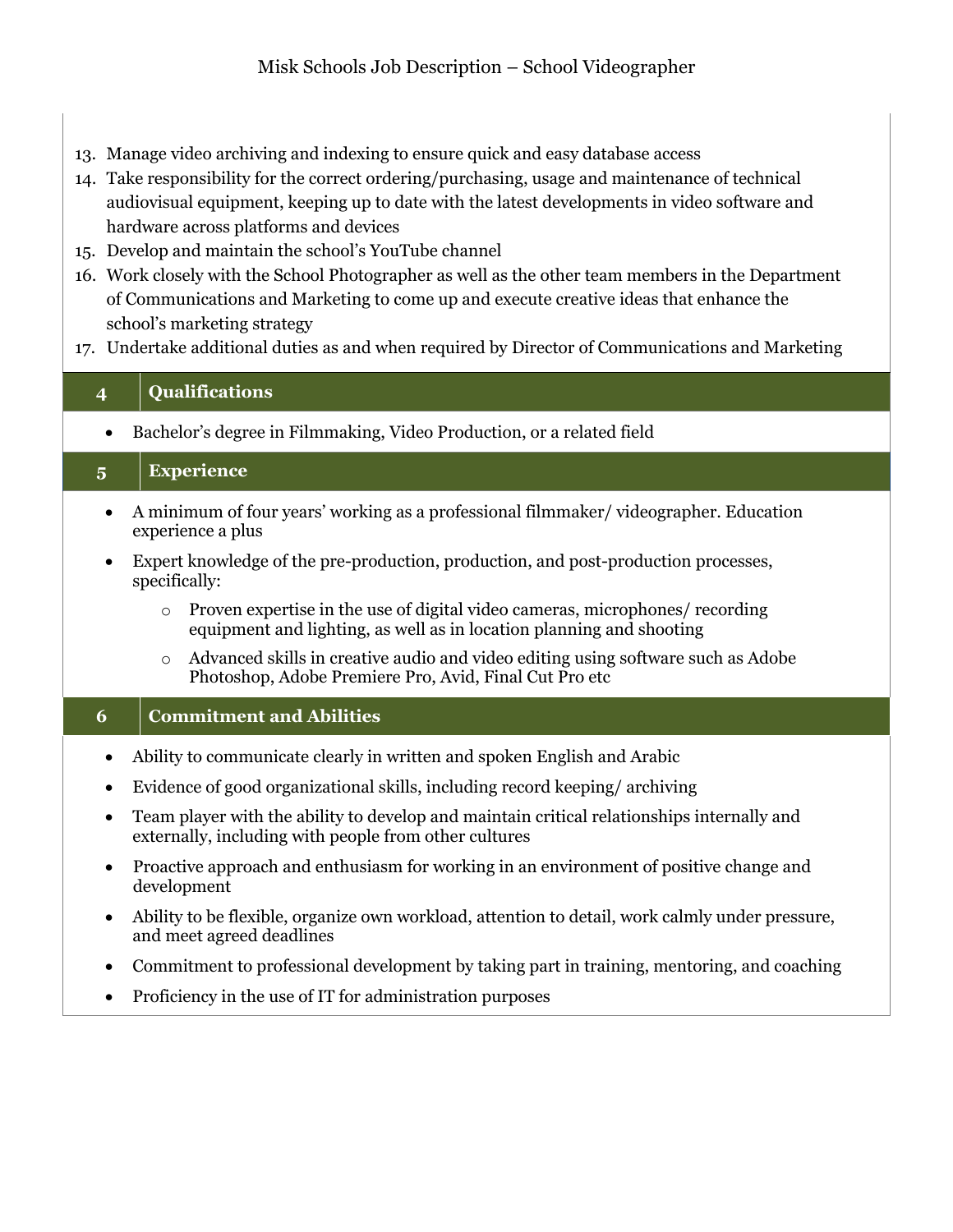13. Manage video archiving and indexing to ensure quick and easy database access
14. Take responsibility for the correct ordering/purchasing, usage and maintenance of technical audiovisual equipment, keeping up to date with the latest developments in video software and hardware across platforms and devices
15. Develop and maintain the school's YouTube channel
16. Work closely with the School Photographer as well as the other team members in the Department of Communications and Marketing to come up and execute creative ideas that enhance the school's marketing strategy
17. Undertake additional duties as and when required by Director of Communications and Marketing

## 4 Qualifications

- Bachelor's degree in Filmmaking, Video Production, or a related field

## 5 Experience

- A minimum of four years' working as a professional filmmaker/ videographer. Education experience a plus
- Expert knowledge of the pre-production, production, and post-production processes, specifically:
    - Proven expertise in the use of digital video cameras, microphones/ recording equipment and lighting, as well as in location planning and shooting
    - Advanced skills in creative audio and video editing using software such as Adobe Photoshop, Adobe Premiere Pro, Avid, Final Cut Pro etc

## 6 Commitment and Abilities

- Ability to communicate clearly in written and spoken English and Arabic
- Evidence of good organizational skills, including record keeping/ archiving
- Team player with the ability to develop and maintain critical relationships internally and externally, including with people from other cultures
- Proactive approach and enthusiasm for working in an environment of positive change and development
- Ability to be flexible, organize own workload, attention to detail, work calmly under pressure, and meet agreed deadlines
- Commitment to professional development by taking part in training, mentoring, and coaching
- Proficiency in the use of IT for administration purposes